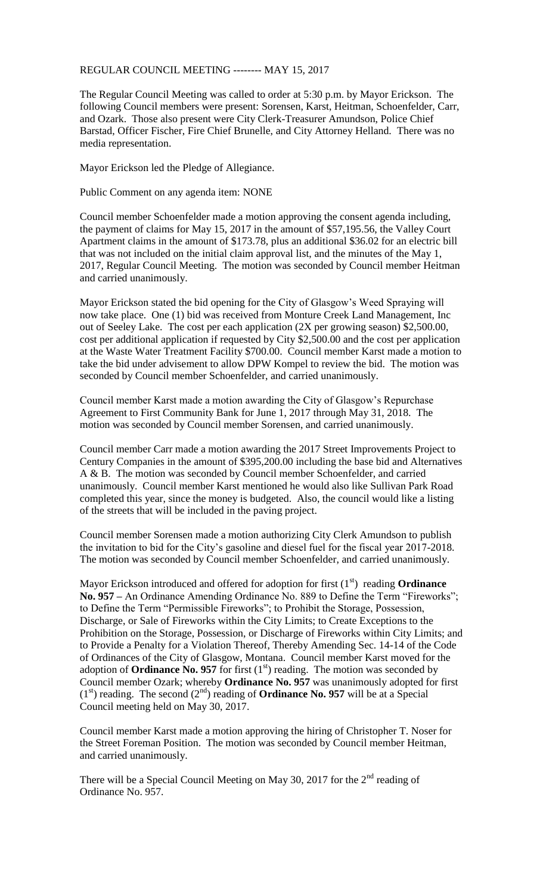REGULAR COUNCIL MEETING -------- MAY 15, 2017

The Regular Council Meeting was called to order at 5:30 p.m. by Mayor Erickson. The following Council members were present: Sorensen, Karst, Heitman, Schoenfelder, Carr, and Ozark. Those also present were City Clerk-Treasurer Amundson, Police Chief Barstad, Officer Fischer, Fire Chief Brunelle, and City Attorney Helland. There was no media representation.

Mayor Erickson led the Pledge of Allegiance.

Public Comment on any agenda item: NONE

Council member Schoenfelder made a motion approving the consent agenda including, the payment of claims for May 15, 2017 in the amount of $57,195.56, the Valley Court Apartment claims in the amount of $173.78, plus an additional $36.02 for an electric bill that was not included on the initial claim approval list, and the minutes of the May 1, 2017, Regular Council Meeting. The motion was seconded by Council member Heitman and carried unanimously.

Mayor Erickson stated the bid opening for the City of Glasgow's Weed Spraying will now take place. One (1) bid was received from Monture Creek Land Management, Inc out of Seeley Lake. The cost per each application (2X per growing season) $2,500.00, cost per additional application if requested by City $2,500.00 and the cost per application at the Waste Water Treatment Facility $700.00. Council member Karst made a motion to take the bid under advisement to allow DPW Kompel to review the bid. The motion was seconded by Council member Schoenfelder, and carried unanimously.

Council member Karst made a motion awarding the City of Glasgow's Repurchase Agreement to First Community Bank for June 1, 2017 through May 31, 2018. The motion was seconded by Council member Sorensen, and carried unanimously.

Council member Carr made a motion awarding the 2017 Street Improvements Project to Century Companies in the amount of $395,200.00 including the base bid and Alternatives A & B. The motion was seconded by Council member Schoenfelder, and carried unanimously. Council member Karst mentioned he would also like Sullivan Park Road completed this year, since the money is budgeted. Also, the council would like a listing of the streets that will be included in the paving project.

Council member Sorensen made a motion authorizing City Clerk Amundson to publish the invitation to bid for the City's gasoline and diesel fuel for the fiscal year 2017-2018. The motion was seconded by Council member Schoenfelder, and carried unanimously.

Mayor Erickson introduced and offered for adoption for first (1st) reading **Ordinance No. 957 –** An Ordinance Amending Ordinance No. 889 to Define the Term "Fireworks"; to Define the Term "Permissible Fireworks"; to Prohibit the Storage, Possession, Discharge, or Sale of Fireworks within the City Limits; to Create Exceptions to the Prohibition on the Storage, Possession, or Discharge of Fireworks within City Limits; and to Provide a Penalty for a Violation Thereof, Thereby Amending Sec. 14-14 of the Code of Ordinances of the City of Glasgow, Montana. Council member Karst moved for the adoption of **Ordinance No. 957** for first (1st) reading. The motion was seconded by Council member Ozark; whereby **Ordinance No. 957** was unanimously adopted for first (1st) reading. The second (2nd) reading of **Ordinance No. 957** will be at a Special Council meeting held on May 30, 2017.

Council member Karst made a motion approving the hiring of Christopher T. Noser for the Street Foreman Position. The motion was seconded by Council member Heitman, and carried unanimously.

There will be a Special Council Meeting on May 30, 2017 for the 2nd reading of Ordinance No. 957.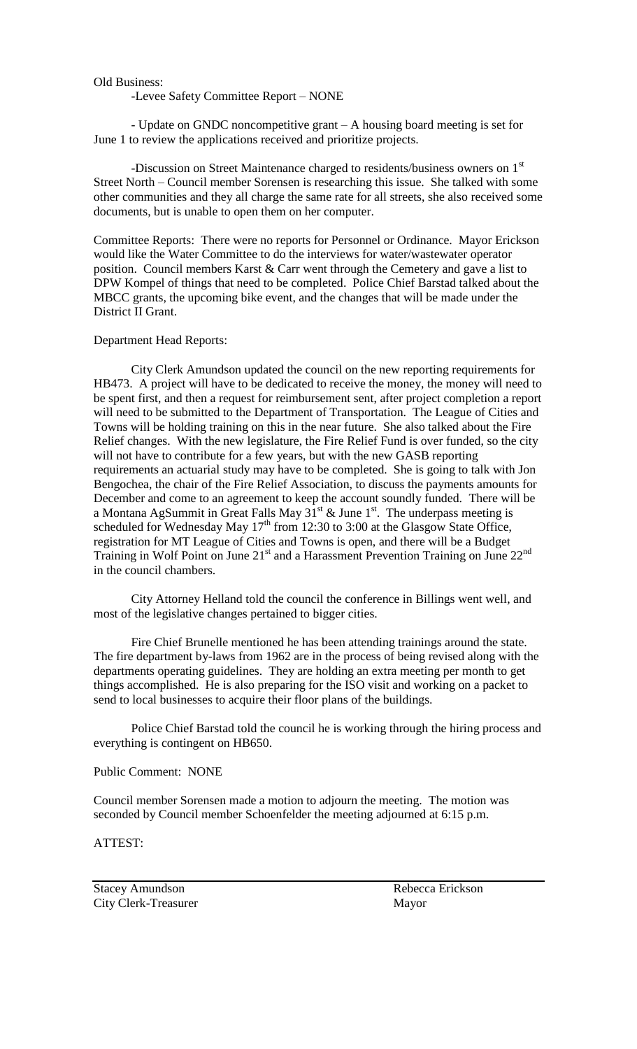Old Business:

-Levee Safety Committee Report – NONE

- Update on GNDC noncompetitive grant – A housing board meeting is set for June 1 to review the applications received and prioritize projects.

-Discussion on Street Maintenance charged to residents/business owners on 1st Street North – Council member Sorensen is researching this issue. She talked with some other communities and they all charge the same rate for all streets, she also received some documents, but is unable to open them on her computer.

Committee Reports: There were no reports for Personnel or Ordinance. Mayor Erickson would like the Water Committee to do the interviews for water/wastewater operator position. Council members Karst & Carr went through the Cemetery and gave a list to DPW Kompel of things that need to be completed. Police Chief Barstad talked about the MBCC grants, the upcoming bike event, and the changes that will be made under the District II Grant.

Department Head Reports:

City Clerk Amundson updated the council on the new reporting requirements for HB473. A project will have to be dedicated to receive the money, the money will need to be spent first, and then a request for reimbursement sent, after project completion a report will need to be submitted to the Department of Transportation. The League of Cities and Towns will be holding training on this in the near future. She also talked about the Fire Relief changes. With the new legislature, the Fire Relief Fund is over funded, so the city will not have to contribute for a few years, but with the new GASB reporting requirements an actuarial study may have to be completed. She is going to talk with Jon Bengochea, the chair of the Fire Relief Association, to discuss the payments amounts for December and come to an agreement to keep the account soundly funded. There will be a Montana AgSummit in Great Falls May 31st & June 1st. The underpass meeting is scheduled for Wednesday May 17th from 12:30 to 3:00 at the Glasgow State Office, registration for MT League of Cities and Towns is open, and there will be a Budget Training in Wolf Point on June 21st and a Harassment Prevention Training on June 22nd in the council chambers.

City Attorney Helland told the council the conference in Billings went well, and most of the legislative changes pertained to bigger cities.

Fire Chief Brunelle mentioned he has been attending trainings around the state. The fire department by-laws from 1962 are in the process of being revised along with the departments operating guidelines. They are holding an extra meeting per month to get things accomplished. He is also preparing for the ISO visit and working on a packet to send to local businesses to acquire their floor plans of the buildings.

Police Chief Barstad told the council he is working through the hiring process and everything is contingent on HB650.

Public Comment: NONE

Council member Sorensen made a motion to adjourn the meeting. The motion was seconded by Council member Schoenfelder the meeting adjourned at 6:15 p.m.

ATTEST:

Stacey Amundson
City Clerk-Treasurer

Rebecca Erickson
Mayor